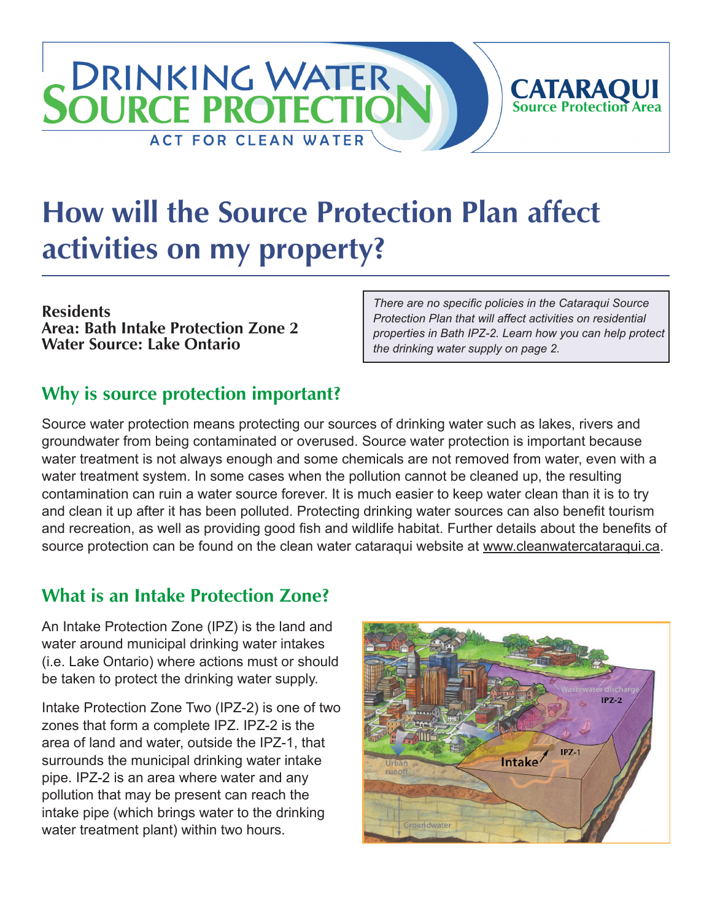DRINKING WATER SOURCE PROTECTION

ACT FOR CLEAN WATER

CATARAQUI Source Protection Area

# How will the Source Protection Plan affect activities on my property?

**Residents**
**Area: Bath Intake Protection Zone 2**
**Water Source: Lake Ontario**

*There are no specific policies in the Cataraqui Source Protection Plan that will affect activities on residential properties in Bath IPZ-2. Learn how you can help protect the drinking water supply on page 2.*

## Why is source protection important?

Source water protection means protecting our sources of drinking water such as lakes, rivers and groundwater from being contaminated or overused. Source water protection is important because water treatment is not always enough and some chemicals are not removed from water, even with a water treatment system. In some cases when the pollution cannot be cleaned up, the resulting contamination can ruin a water source forever. It is much easier to keep water clean than it is to try and clean it up after it has been polluted. Protecting drinking water sources can also benefit tourism and recreation, as well as providing good fish and wildlife habitat. Further details about the benefits of source protection can be found on the clean water cataraqui website at www.cleanwatercataraqui.ca.

## What is an Intake Protection Zone?

An Intake Protection Zone (IPZ) is the land and water around municipal drinking water intakes (i.e. Lake Ontario) where actions must or should be taken to protect the drinking water supply.

Intake Protection Zone Two (IPZ-2) is one of two zones that form a complete IPZ. IPZ-2 is the area of land and water, outside the IPZ-1, that surrounds the municipal drinking water intake pipe. IPZ-2 is an area where water and any pollution that may be present can reach the intake pipe (which brings water to the drinking water treatment plant) within two hours.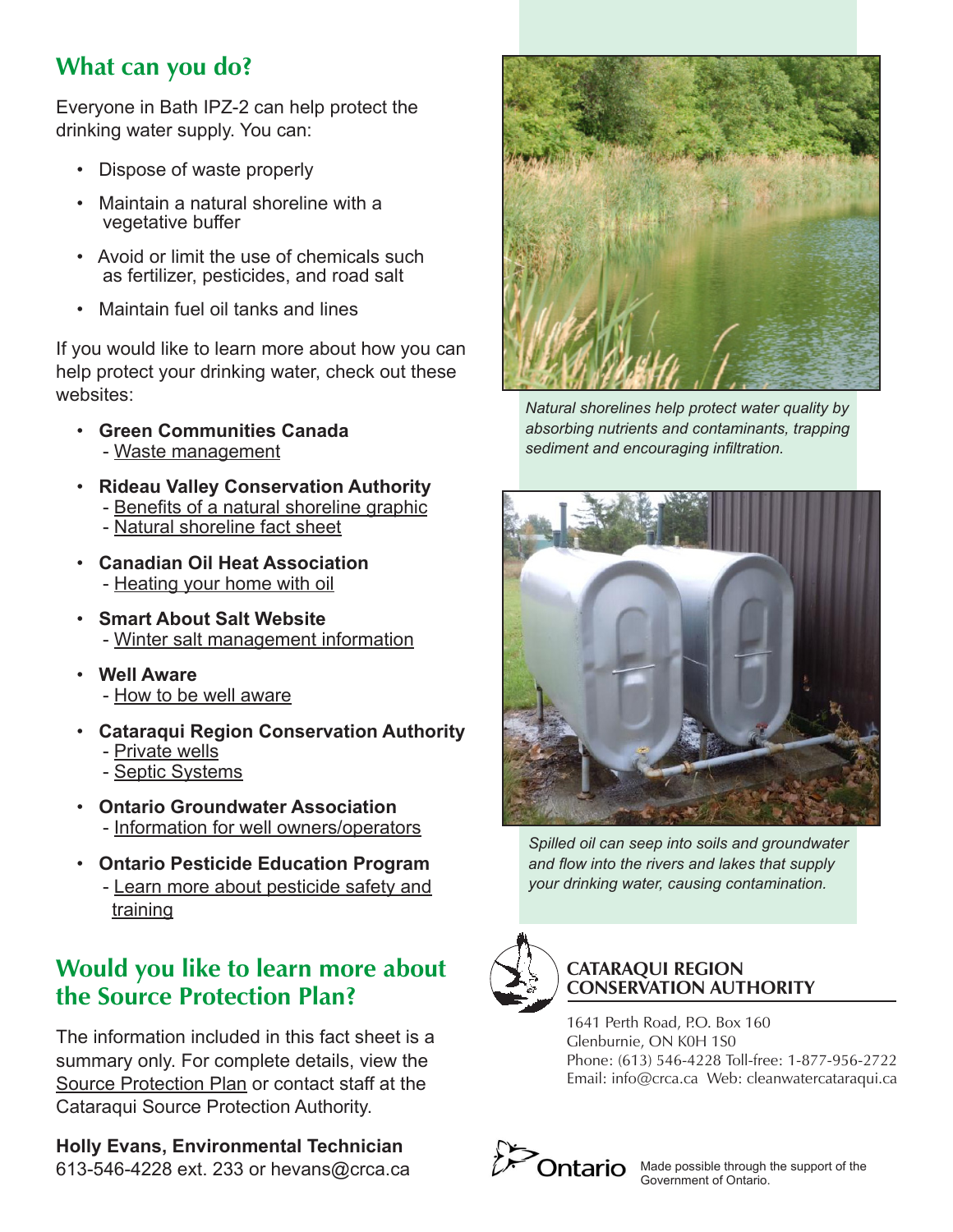## What can you do?

Everyone in Bath IPZ-2 can help protect the drinking water supply. You can:

- Dispose of waste properly
- Maintain a natural shoreline with a vegetative buffer
- Avoid or limit the use of chemicals such as fertilizer, pesticides, and road salt
- Maintain fuel oil tanks and lines

If you would like to learn more about how you can help protect your drinking water, check out these websites:

- **Green Communities Canada**
  - Waste management
- **Rideau Valley Conservation Authority**
  - Benefits of a natural shoreline graphic
  - Natural shoreline fact sheet
- **Canadian Oil Heat Association**
  - Heating your home with oil
- **Smart About Salt Website**
  - Winter salt management information
- **Well Aware**
  - How to be well aware
- **Cataraqui Region Conservation Authority**
  - Private wells
  - Septic Systems
- **Ontario Groundwater Association**
  - Information for well owners/operators
- **Ontario Pesticide Education Program**
  - Learn more about pesticide safety and training

*Natural shorelines help protect water quality by absorbing nutrients and contaminants, trapping sediment and encouraging infiltration.*

*Spilled oil can seep into soils and groundwater and flow into the rivers and lakes that supply your drinking water, causing contamination.*

## Would you like to learn more about the Source Protection Plan?

The information included in this fact sheet is a summary only. For complete details, view the Source Protection Plan or contact staff at the Cataraqui Source Protection Authority.

**Holly Evans, Environmental Technician**
613-546-4228 ext. 233 or hevans@crca.ca

**CATARAQUI REGION CONSERVATION AUTHORITY**

1641 Perth Road, P.O. Box 160
Glenburnie, ON K0H 1S0
Phone: (613) 546-4228 Toll-free: 1-877-956-2722
Email: info@crca.ca Web: cleanwatercataraqui.ca

Ontario — Made possible through the support of the Government of Ontario.